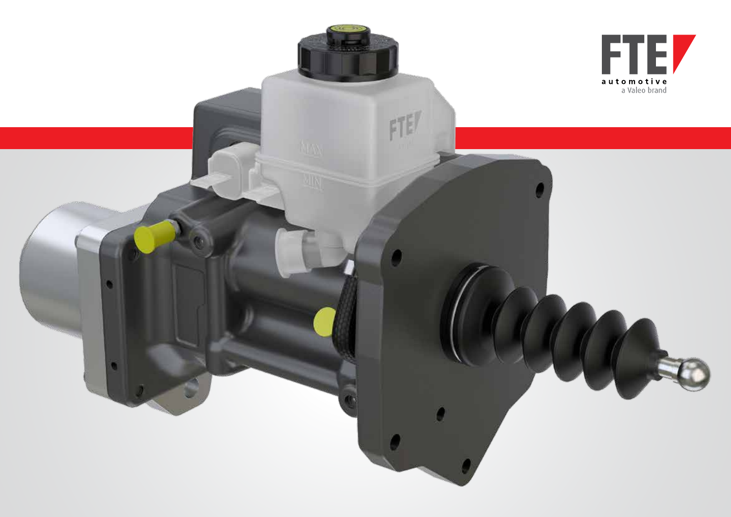FTE automotive

a Valeo brand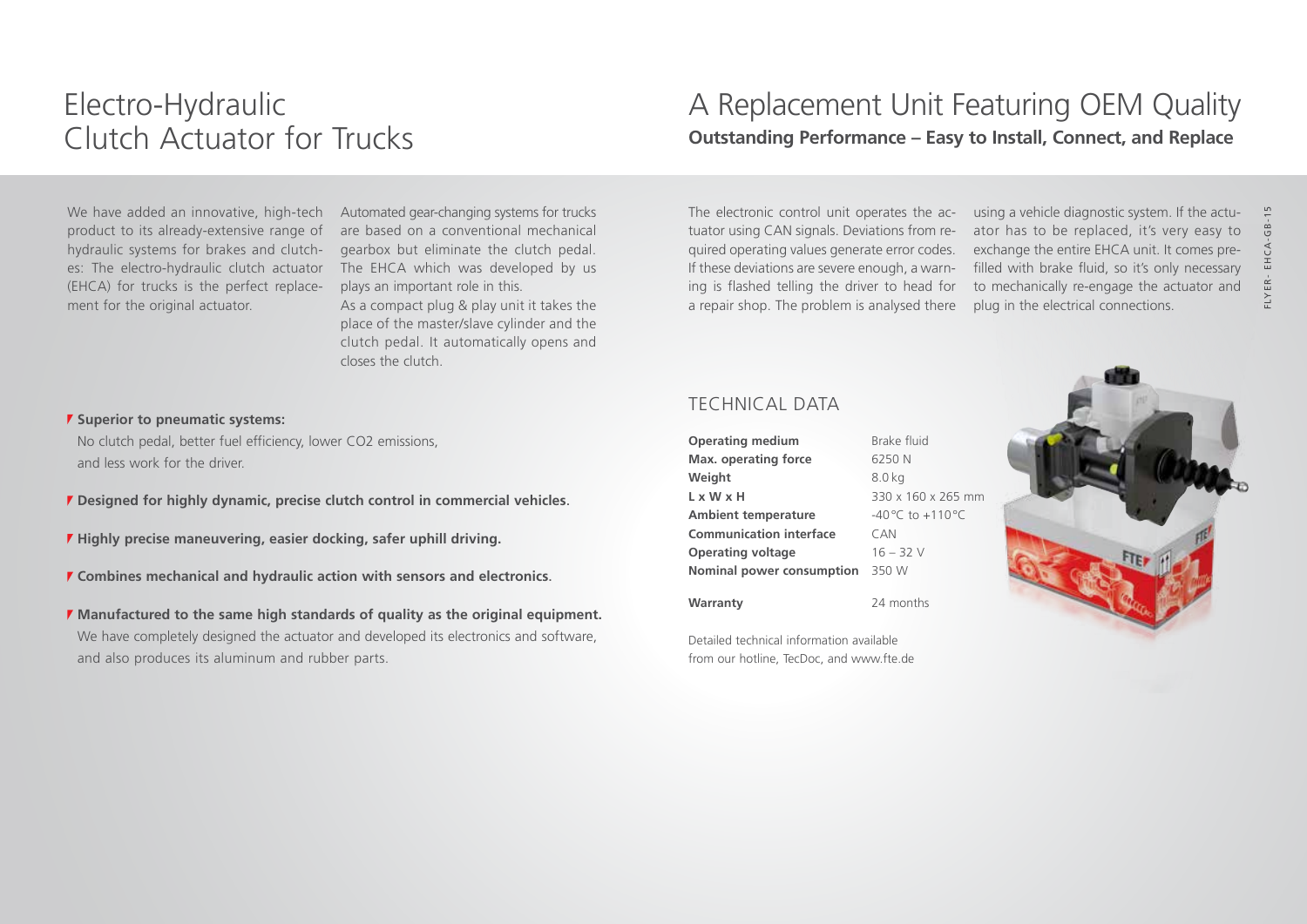# Electro-Hydraulic Clutch Actuator for Trucks

We have added an innovative, high-tech product to its already-extensive range of hydraulic systems for brakes and clutches: The electro-hydraulic clutch actuator (EHCA) for trucks is the perfect replacement for the original actuator.

Automated gear-changing systems for trucks are based on a conventional mechanical gearbox but eliminate the clutch pedal. The EHCA which was developed by us plays an important role in this.

As a compact plug & play unit it takes the place of the master/slave cylinder and the clutch pedal. It automatically opens and closes the clutch.

- **Superior to pneumatic systems:**
  No clutch pedal, better fuel efficiency, lower $CO_2$ emissions, and less work for the driver.
- **Designed for highly dynamic, precise clutch control in commercial vehicles**.
- **Highly precise maneuvering, easier docking, safer uphill driving.**
- **Combines mechanical and hydraulic action with sensors and electronics**.
- **Manufactured to the same high standards of quality as the original equipment.**
  We have completely designed the actuator and developed its electronics and software, and also produces its aluminum and rubber parts.

# A Replacement Unit Featuring OEM Quality

**Outstanding Performance – Easy to Install, Connect, and Replace**

The electronic control unit operates the actuator using CAN signals. Deviations from required operating values generate error codes. If these deviations are severe enough, a warning is flashed telling the driver to head for a repair shop. The problem is analysed there using a vehicle diagnostic system. If the actuator has to be replaced, it's very easy to exchange the entire EHCA unit. It comes pre-filled with brake fluid, so it's only necessary to mechanically re-engage the actuator and plug in the electrical connections.

## TECHNICAL DATA

| | |
|---|---|
| **Operating medium** | Brake fluid |
| **Max. operating force** | 6250 N |
| **Weight** | 8.0 kg |
| **L x W x H** | 330 x 160 x 265 mm |
| **Ambient temperature** | -40 °C to +110 °C |
| **Communication interface** | CAN |
| **Operating voltage** | 16 – 32 V |
| **Nominal power consumption** | 350 W |
| **Warranty** | 24 months |

Detailed technical information available from our hotline, TecDoc, and www.fte.de

FLYER- EHCA-GB-15